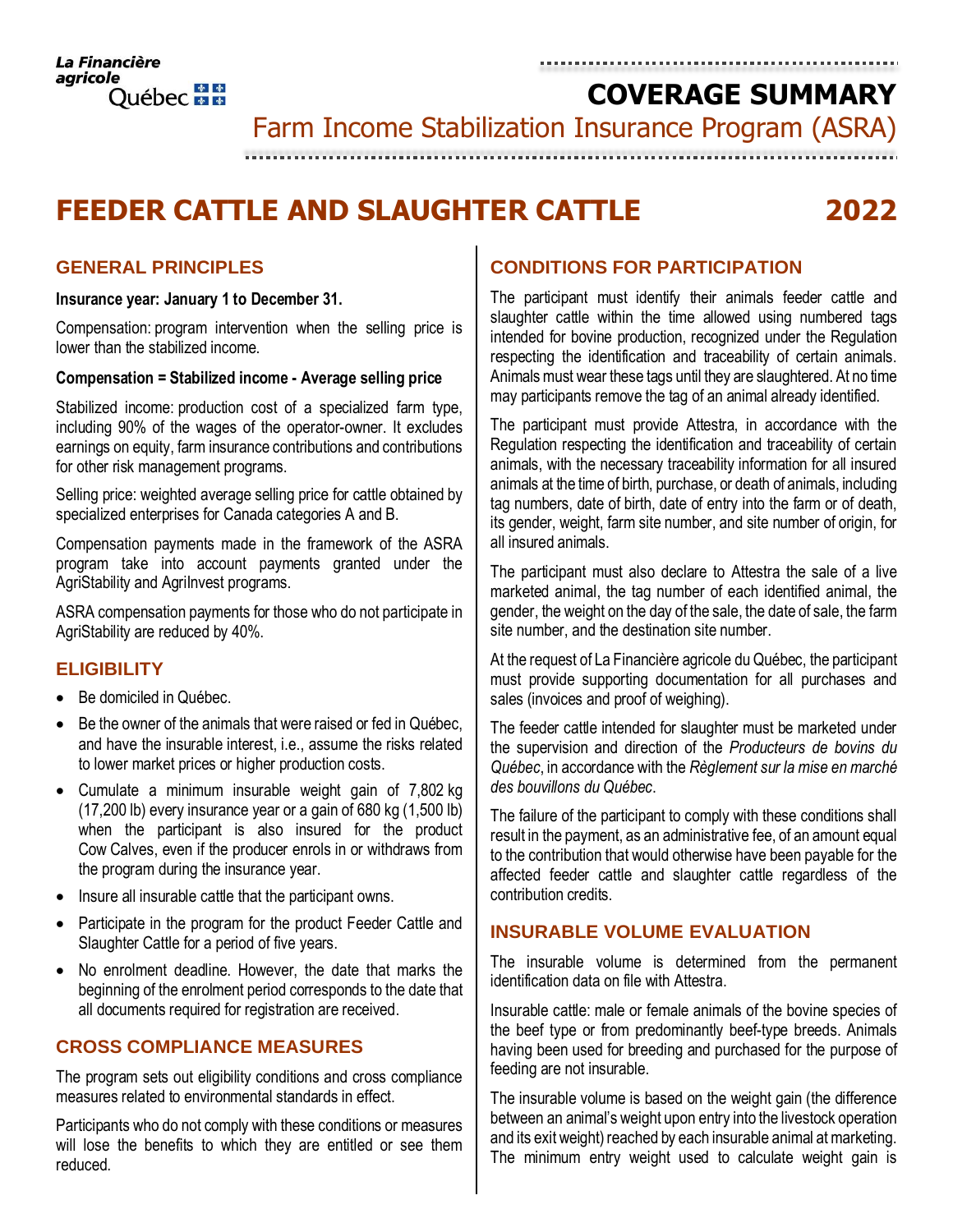La Financière agricole Québec

# COVERAGE SUMMARY

Farm Income Stabilization Insurance Program (ASRA)

# FEEDER CATTLE AND SLAUGHTER CATTLE 2022

## GENERAL PRINCIPLES

**Insurance year: January 1 to December 31.**

Compensation: program intervention when the selling price is lower than the stabilized income.

**Compensation = Stabilized income - Average selling price**

Stabilized income: production cost of a specialized farm type, including 90% of the wages of the operator-owner. It excludes earnings on equity, farm insurance contributions and contributions for other risk management programs.

Selling price: weighted average selling price for cattle obtained by specialized enterprises for Canada categories A and B.

Compensation payments made in the framework of the ASRA program take into account payments granted under the AgriStability and AgriInvest programs.

ASRA compensation payments for those who do not participate in AgriStability are reduced by 40%.

## ELIGIBILITY

- Be domiciled in Québec.
- Be the owner of the animals that were raised or fed in Québec, and have the insurable interest, i.e., assume the risks related to lower market prices or higher production costs.
- Cumulate a minimum insurable weight gain of 7,802 kg (17,200 lb) every insurance year or a gain of 680 kg (1,500 lb) when the participant is also insured for the product Cow Calves, even if the producer enrols in or withdraws from the program during the insurance year.
- Insure all insurable cattle that the participant owns.
- Participate in the program for the product Feeder Cattle and Slaughter Cattle for a period of five years.
- No enrolment deadline. However, the date that marks the beginning of the enrolment period corresponds to the date that all documents required for registration are received.

## CROSS COMPLIANCE MEASURES

The program sets out eligibility conditions and cross compliance measures related to environmental standards in effect.

Participants who do not comply with these conditions or measures will lose the benefits to which they are entitled or see them reduced.

## CONDITIONS FOR PARTICIPATION

The participant must identify their animals feeder cattle and slaughter cattle within the time allowed using numbered tags intended for bovine production, recognized under the Regulation respecting the identification and traceability of certain animals. Animals must wear these tags until they are slaughtered. At no time may participants remove the tag of an animal already identified.

The participant must provide Attestra, in accordance with the Regulation respecting the identification and traceability of certain animals, with the necessary traceability information for all insured animals at the time of birth, purchase, or death of animals, including tag numbers, date of birth, date of entry into the farm or of death, its gender, weight, farm site number, and site number of origin, for all insured animals.

The participant must also declare to Attestra the sale of a live marketed animal, the tag number of each identified animal, the gender, the weight on the day of the sale, the date of sale, the farm site number, and the destination site number.

At the request of La Financière agricole du Québec, the participant must provide supporting documentation for all purchases and sales (invoices and proof of weighing).

The feeder cattle intended for slaughter must be marketed under the supervision and direction of the *Producteurs de bovins du Québec*, in accordance with the *Règlement sur la mise en marché des bouvillons du Québec*.

The failure of the participant to comply with these conditions shall result in the payment, as an administrative fee, of an amount equal to the contribution that would otherwise have been payable for the affected feeder cattle and slaughter cattle regardless of the contribution credits.

## INSURABLE VOLUME EVALUATION

The insurable volume is determined from the permanent identification data on file with Attestra.

Insurable cattle: male or female animals of the bovine species of the beef type or from predominantly beef-type breeds. Animals having been used for breeding and purchased for the purpose of feeding are not insurable.

The insurable volume is based on the weight gain (the difference between an animal's weight upon entry into the livestock operation and its exit weight) reached by each insurable animal at marketing. The minimum entry weight used to calculate weight gain is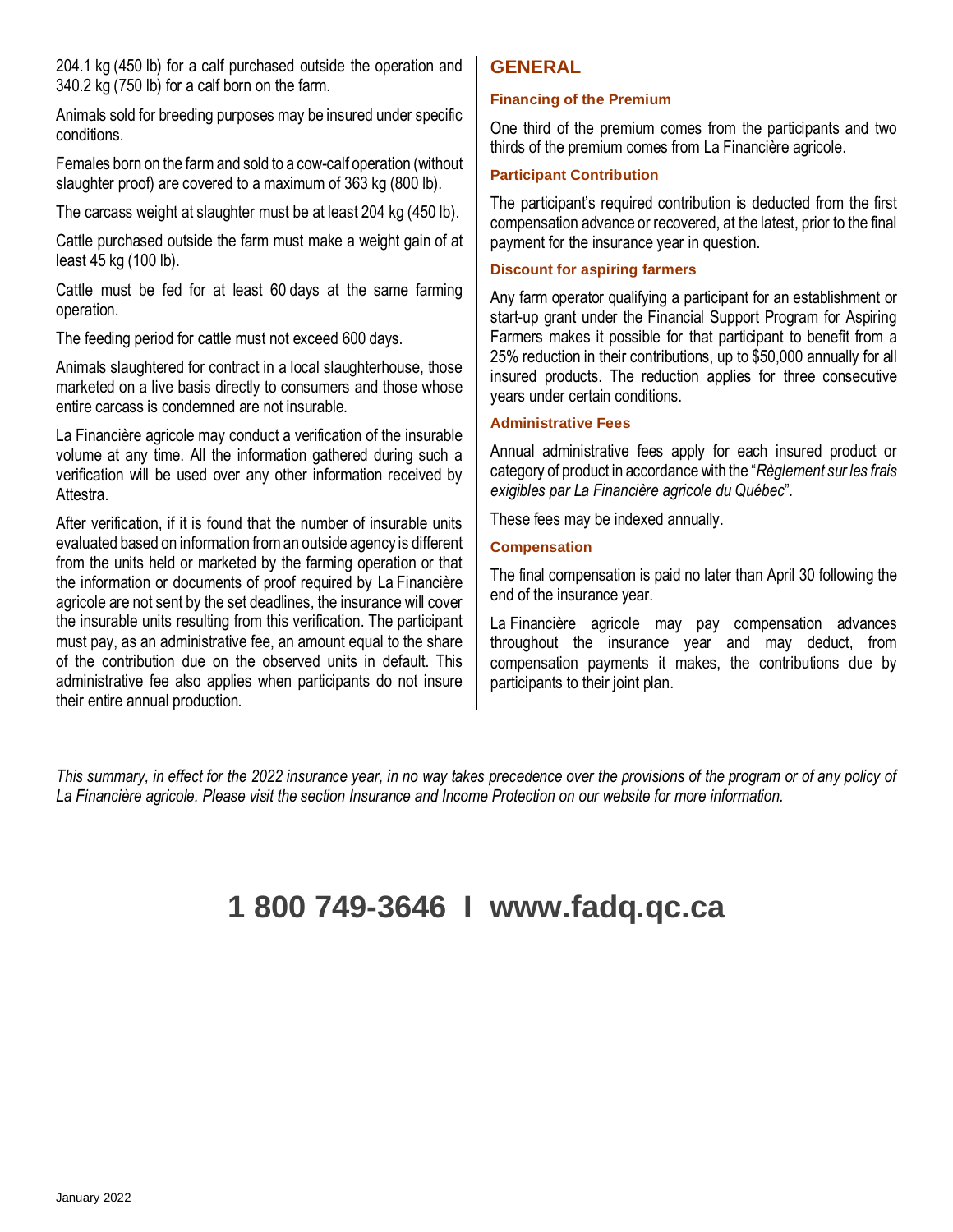204.1 kg (450 lb) for a calf purchased outside the operation and 340.2 kg (750 lb) for a calf born on the farm.

Animals sold for breeding purposes may be insured under specific conditions.

Females born on the farm and sold to a cow-calf operation (without slaughter proof) are covered to a maximum of 363 kg (800 lb).

The carcass weight at slaughter must be at least 204 kg (450 lb).

Cattle purchased outside the farm must make a weight gain of at least 45 kg (100 lb).

Cattle must be fed for at least 60 days at the same farming operation.

The feeding period for cattle must not exceed 600 days.

Animals slaughtered for contract in a local slaughterhouse, those marketed on a live basis directly to consumers and those whose entire carcass is condemned are not insurable.

La Financière agricole may conduct a verification of the insurable volume at any time. All the information gathered during such a verification will be used over any other information received by Attestra.

After verification, if it is found that the number of insurable units evaluated based on information from an outside agency is different from the units held or marketed by the farming operation or that the information or documents of proof required by La Financière agricole are not sent by the set deadlines, the insurance will cover the insurable units resulting from this verification. The participant must pay, as an administrative fee, an amount equal to the share of the contribution due on the observed units in default. This administrative fee also applies when participants do not insure their entire annual production.

## GENERAL

### Financing of the Premium

One third of the premium comes from the participants and two thirds of the premium comes from La Financière agricole.

### Participant Contribution

The participant's required contribution is deducted from the first compensation advance or recovered, at the latest, prior to the final payment for the insurance year in question.

### Discount for aspiring farmers

Any farm operator qualifying a participant for an establishment or start-up grant under the Financial Support Program for Aspiring Farmers makes it possible for that participant to benefit from a 25% reduction in their contributions, up to $50,000 annually for all insured products. The reduction applies for three consecutive years under certain conditions.

### Administrative Fees

Annual administrative fees apply for each insured product or category of product in accordance with the "*Règlement sur les frais exigibles par La Financière agricole du Québec*".

These fees may be indexed annually.

### Compensation

The final compensation is paid no later than April 30 following the end of the insurance year.

La Financière agricole may pay compensation advances throughout the insurance year and may deduct, from compensation payments it makes, the contributions due by participants to their joint plan.

*This summary, in effect for the 2022 insurance year, in no way takes precedence over the provisions of the program or of any policy of La Financière agricole. Please visit the section Insurance and Income Protection on our website for more information.*

**1 800 749-3646 I www.fadq.qc.ca**

January 2022